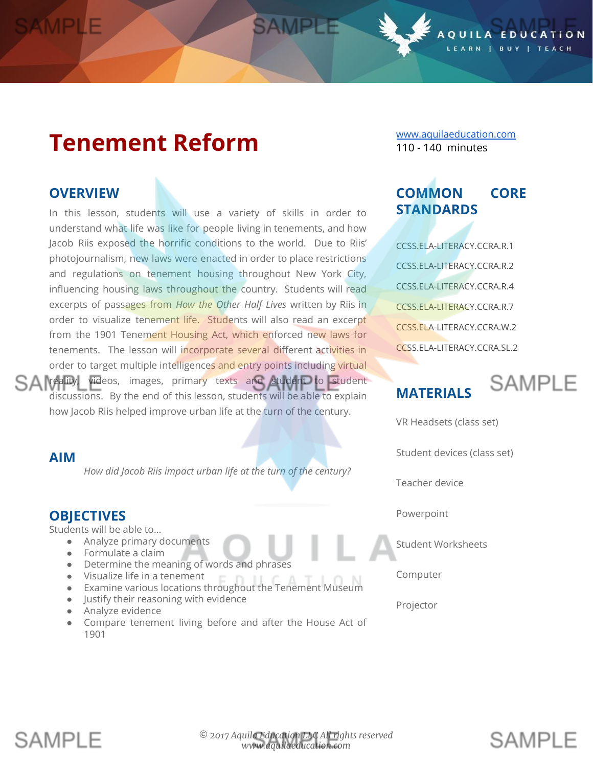# Tenement Reform

www.aquilaeducation.com
110 - 140 minutes

## OVERVIEW

In this lesson, students will use a variety of skills in order to understand what life was like for people living in tenements, and how Jacob Riis exposed the horrific conditions to the world. Due to Riis' photojournalism, new laws were enacted in order to place restrictions and regulations on tenement housing throughout New York City, influencing housing laws throughout the country. Students will read excerpts of passages from *How the Other Half Lives* written by Riis in order to visualize tenement life. Students will also read an excerpt from the 1901 Tenement Housing Act, which enforced new laws for tenements. The lesson will incorporate several different activities in order to target multiple intelligences and entry points including virtual reality, videos, images, primary texts and student to student discussions. By the end of this lesson, students will be able to explain how Jacob Riis helped improve urban life at the turn of the century.

## AIM

*How did Jacob Riis impact urban life at the turn of the century?*

## OBJECTIVES

Students will be able to...

- Analyze primary documents
- Formulate a claim
- Determine the meaning of words and phrases
- Visualize life in a tenement
- Examine various locations throughout the Tenement Museum
- Justify their reasoning with evidence
- Analyze evidence
- Compare tenement living before and after the House Act of 1901

## COMMON CORE STANDARDS

CCSS.ELA-LITERACY.CCRA.R.1

CCSS.ELA-LITERACY.CCRA.R.2

CCSS.ELA-LITERACY.CCRA.R.4

CCSS.ELA-LITERACY.CCRA.R.7

CCSS.ELA-LITERACY.CCRA.W.2

CCSS.ELA-LITERACY.CCRA.SL.2

## MATERIALS

VR Headsets (class set)

Student devices (class set)

Teacher device

Powerpoint

Student Worksheets

Computer

Projector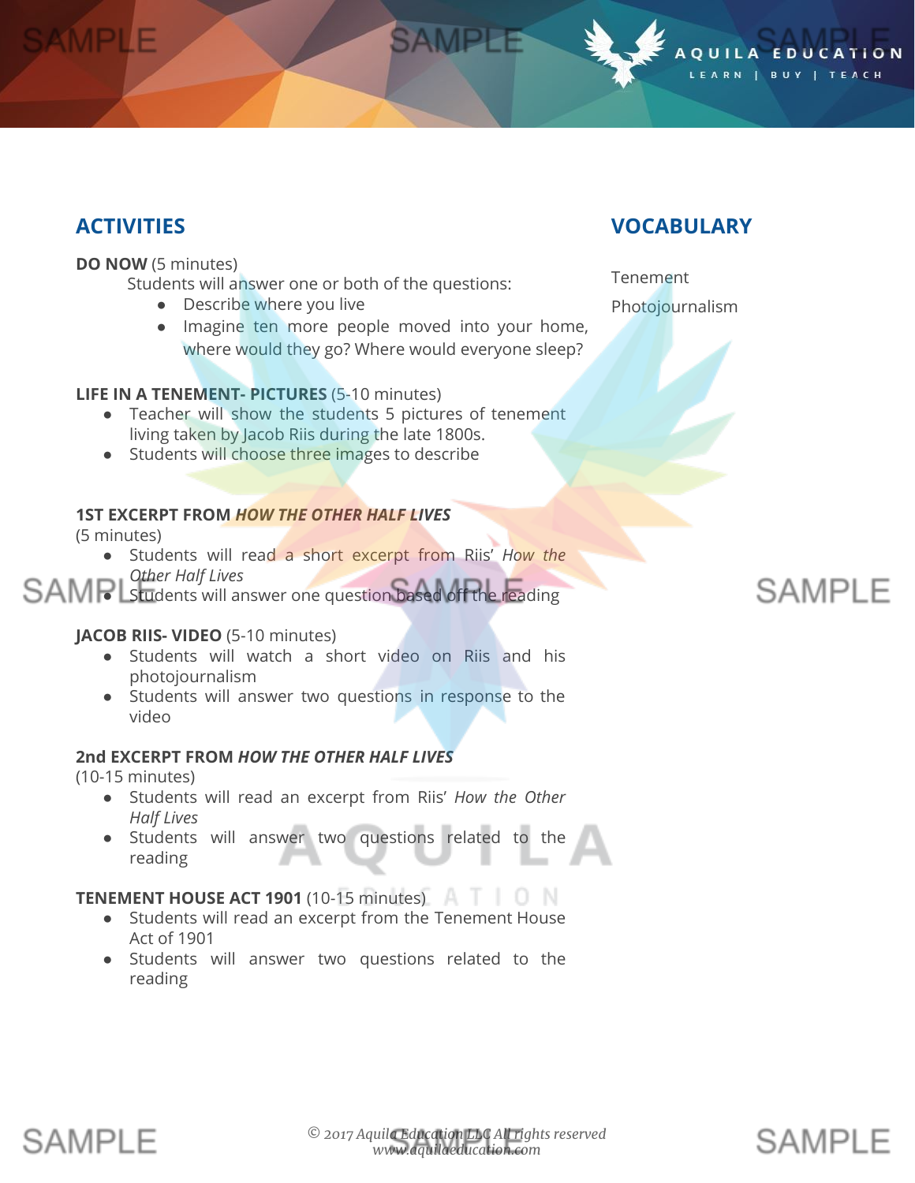## ACTIVITIES

**DO NOW** (5 minutes)

Students will answer one or both of the questions:

- Describe where you live
- Imagine ten more people moved into your home, where would they go? Where would everyone sleep?

**LIFE IN A TENEMENT- PICTURES** (5-10 minutes)

- Teacher will show the students 5 pictures of tenement living taken by Jacob Riis during the late 1800s.
- Students will choose three images to describe

**1ST EXCERPT FROM *HOW THE OTHER HALF LIVES*** (5 minutes)

- Students will read a short excerpt from Riis' *How the Other Half Lives*
- Students will answer one question based off the reading

**JACOB RIIS- VIDEO** (5-10 minutes)

- Students will watch a short video on Riis and his photojournalism
- Students will answer two questions in response to the video

**2nd EXCERPT FROM *HOW THE OTHER HALF LIVES*** (10-15 minutes)

- Students will read an excerpt from Riis' *How the Other Half Lives*
- Students will answer two questions related to the reading

**TENEMENT HOUSE ACT 1901** (10-15 minutes)

- Students will read an excerpt from the Tenement House Act of 1901
- Students will answer two questions related to the reading

## VOCABULARY

Tenement

Photojournalism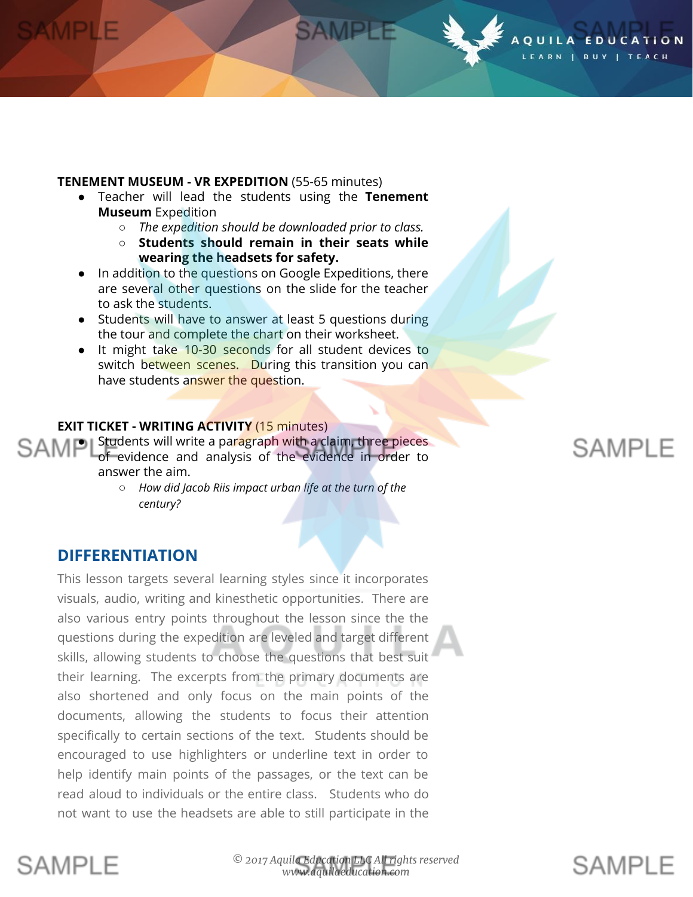**TENEMENT MUSEUM - VR EXPEDITION** (55-65 minutes)

- Teacher will lead the students using the **Tenement Museum** Expedition
  - *The expedition should be downloaded prior to class.*
  - **Students should remain in their seats while wearing the headsets for safety.**
- In addition to the questions on Google Expeditions, there are several other questions on the slide for the teacher to ask the students.
- Students will have to answer at least 5 questions during the tour and complete the chart on their worksheet.
- It might take 10-30 seconds for all student devices to switch between scenes. During this transition you can have students answer the question.

**EXIT TICKET - WRITING ACTIVITY** (15 minutes)

- Students will write a paragraph with a claim, three pieces of evidence and analysis of the evidence in order to answer the aim.
  - *How did Jacob Riis impact urban life at the turn of the century?*

## DIFFERENTIATION

This lesson targets several learning styles since it incorporates visuals, audio, writing and kinesthetic opportunities. There are also various entry points throughout the lesson since the the questions during the expedition are leveled and target different skills, allowing students to choose the questions that best suit their learning. The excerpts from the primary documents are also shortened and only focus on the main points of the documents, allowing the students to focus their attention specifically to certain sections of the text. Students should be encouraged to use highlighters or underline text in order to help identify main points of the passages, or the text can be read aloud to individuals or the entire class. Students who do not want to use the headsets are able to still participate in the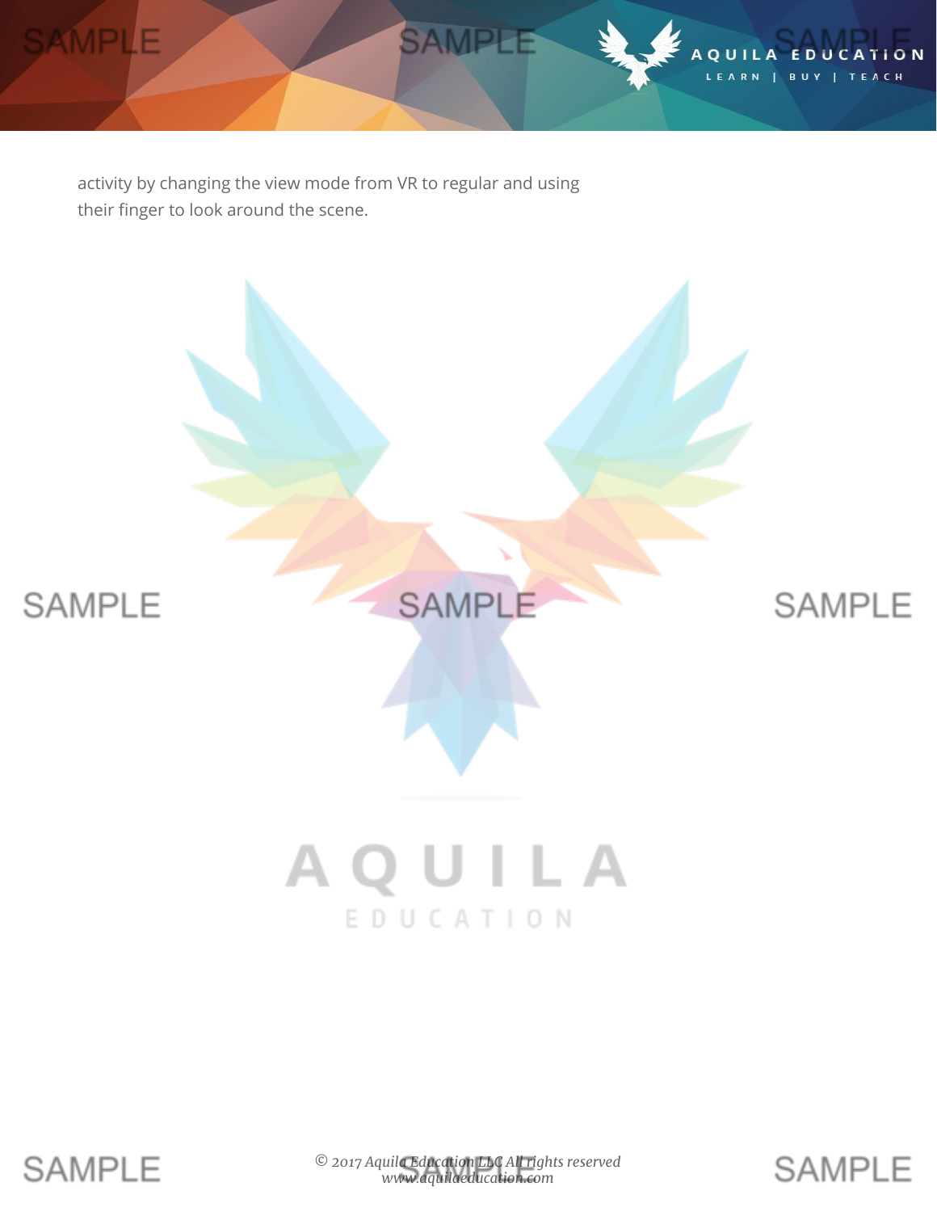activity by changing the view mode from VR to regular and using their finger to look around the scene.